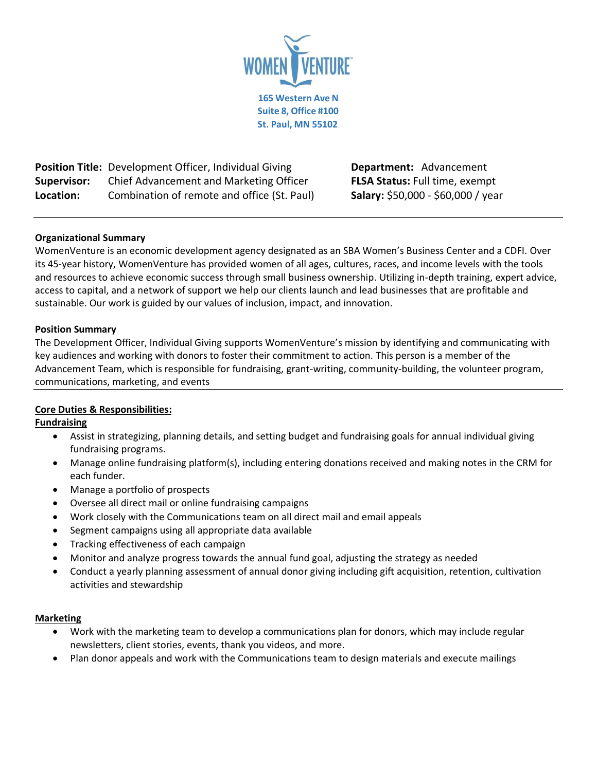**WOMEN VENTURE**

**165 Western Ave N**
**Suite 8, Office #100**
**St. Paul, MN 55102**

| | | | |
|---|---|---|---|
| **Position Title:** | Development Officer, Individual Giving | **Department:** | Advancement |
| **Supervisor:** | Chief Advancement and Marketing Officer | **FLSA Status:** | Full time, exempt |
| **Location:** | Combination of remote and office (St. Paul) | **Salary:** | $50,000 - $60,000 / year |

---

**Organizational Summary**

WomenVenture is an economic development agency designated as an SBA Women's Business Center and a CDFI. Over its 45-year history, WomenVenture has provided women of all ages, cultures, races, and income levels with the tools and resources to achieve economic success through small business ownership. Utilizing in-depth training, expert advice, access to capital, and a network of support we help our clients launch and lead businesses that are profitable and sustainable. Our work is guided by our values of inclusion, impact, and innovation.

**Position Summary**

The Development Officer, Individual Giving supports WomenVenture's mission by identifying and communicating with key audiences and working with donors to foster their commitment to action. This person is a member of the Advancement Team, which is responsible for fundraising, grant-writing, community-building, the volunteer program, communications, marketing, and events

---

**Core Duties & Responsibilities:**

**Fundraising**

- Assist in strategizing, planning details, and setting budget and fundraising goals for annual individual giving fundraising programs.
- Manage online fundraising platform(s), including entering donations received and making notes in the CRM for each funder.
- Manage a portfolio of prospects
- Oversee all direct mail or online fundraising campaigns
- Work closely with the Communications team on all direct mail and email appeals
- Segment campaigns using all appropriate data available
- Tracking effectiveness of each campaign
- Monitor and analyze progress towards the annual fund goal, adjusting the strategy as needed
- Conduct a yearly planning assessment of annual donor giving including gift acquisition, retention, cultivation activities and stewardship

**Marketing**

- Work with the marketing team to develop a communications plan for donors, which may include regular newsletters, client stories, events, thank you videos, and more.
- Plan donor appeals and work with the Communications team to design materials and execute mailings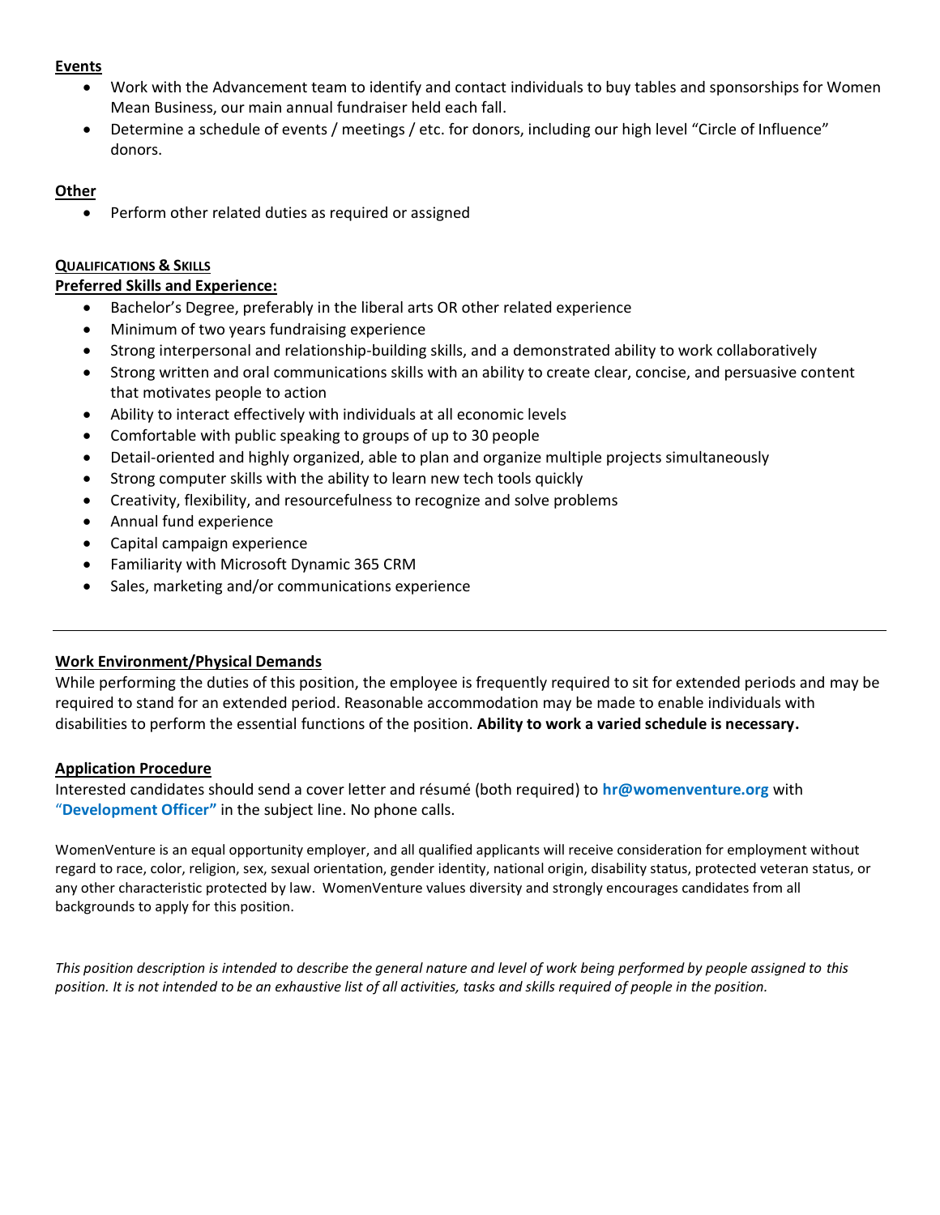**Events**

- Work with the Advancement team to identify and contact individuals to buy tables and sponsorships for Women Mean Business, our main annual fundraiser held each fall.
- Determine a schedule of events / meetings / etc. for donors, including our high level "Circle of Influence" donors.

**Other**

- Perform other related duties as required or assigned

**QUALIFICATIONS & SKILLS**

**Preferred Skills and Experience:**

- Bachelor's Degree, preferably in the liberal arts OR other related experience
- Minimum of two years fundraising experience
- Strong interpersonal and relationship-building skills, and a demonstrated ability to work collaboratively
- Strong written and oral communications skills with an ability to create clear, concise, and persuasive content that motivates people to action
- Ability to interact effectively with individuals at all economic levels
- Comfortable with public speaking to groups of up to 30 people
- Detail-oriented and highly organized, able to plan and organize multiple projects simultaneously
- Strong computer skills with the ability to learn new tech tools quickly
- Creativity, flexibility, and resourcefulness to recognize and solve problems
- Annual fund experience
- Capital campaign experience
- Familiarity with Microsoft Dynamic 365 CRM
- Sales, marketing and/or communications experience

---

**Work Environment/Physical Demands**

While performing the duties of this position, the employee is frequently required to sit for extended periods and may be required to stand for an extended period. Reasonable accommodation may be made to enable individuals with disabilities to perform the essential functions of the position. **Ability to work a varied schedule is necessary.**

**Application Procedure**

Interested candidates should send a cover letter and résumé (both required) to **hr@womenventure.org** with "**Development Officer"** in the subject line. No phone calls.

WomenVenture is an equal opportunity employer, and all qualified applicants will receive consideration for employment without regard to race, color, religion, sex, sexual orientation, gender identity, national origin, disability status, protected veteran status, or any other characteristic protected by law. WomenVenture values diversity and strongly encourages candidates from all backgrounds to apply for this position.

*This position description is intended to describe the general nature and level of work being performed by people assigned to this position. It is not intended to be an exhaustive list of all activities, tasks and skills required of people in the position.*